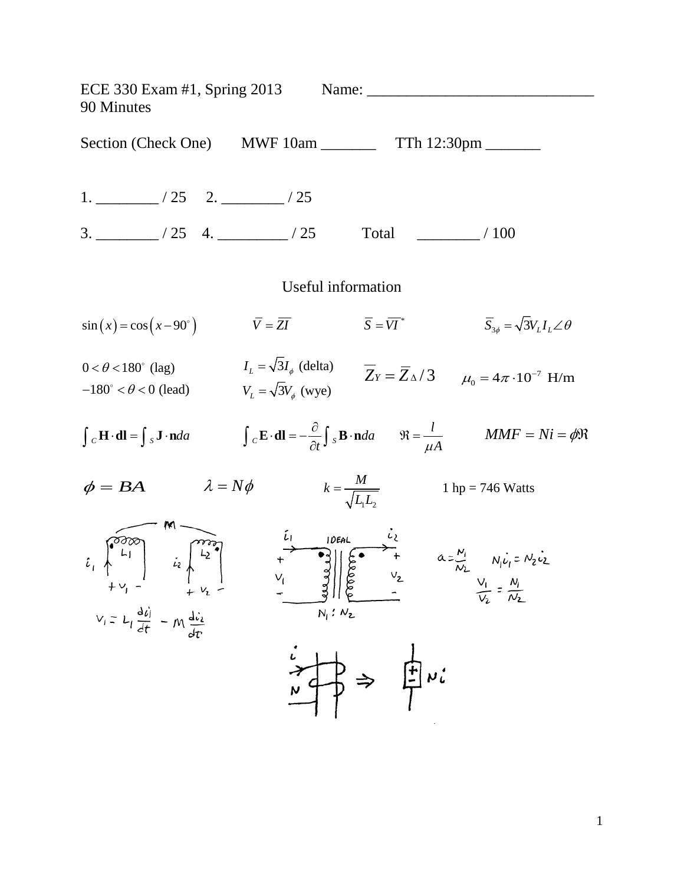ECE 330 Exam #1, Spring 2013 Name: ______________________________

90 Minutes

Section (Check One) MWF 10am _______ TTh 12:30pm _______

1. ________ / 25 2. ________ / 25

3. ________ / 25 4. _________ / 25 Total ________ / 100

## Useful information

$\sin(x) = \cos(x - 90^\circ)$ $\qquad \overline{V} = \overline{Z}\overline{I}$ $\qquad \overline{S} = \overline{V}\overline{I}^*$ $\qquad \overline{S}_{3\phi} = \sqrt{3} V_L I_L \angle \theta$

$0 < \theta < 180^\circ$ (lag) $\qquad I_L = \sqrt{3} I_\phi$ (delta) $\qquad \overline{Z}_Y = \overline{Z}_\Delta / 3$ $\qquad \mu_0 = 4\pi \cdot 10^{-7}$ H/m

$-180^\circ < \theta < 0$ (lead) $\qquad V_L = \sqrt{3} V_\phi$ (wye)

$\int_C \mathbf{H} \cdot \mathbf{dl} = \int_S \mathbf{J} \cdot \mathbf{n} da$ $\qquad \int_C \mathbf{E} \cdot \mathbf{dl} = -\frac{\partial}{\partial t} \int_S \mathbf{B} \cdot \mathbf{n} da$ $\qquad \Re = \frac{l}{\mu A}$ $\qquad MMF = Ni = \phi \Re$

$\phi = BA$ $\qquad \lambda = N\phi$ $\qquad k = \frac{M}{\sqrt{L_1 L_2}}$ $\qquad$ 1 hp = 746 Watts

$v_1 = L_1 \frac{di_1}{dt} - M \frac{di_2}{dt}$

IDEAL, $N_1 : N_2$

$a = \frac{N_1}{N_2}$ $\qquad N_1 i_1 = N_2 i_2$ $\qquad \frac{v_1}{v_2} = \frac{N_1}{N_2}$

$Ni$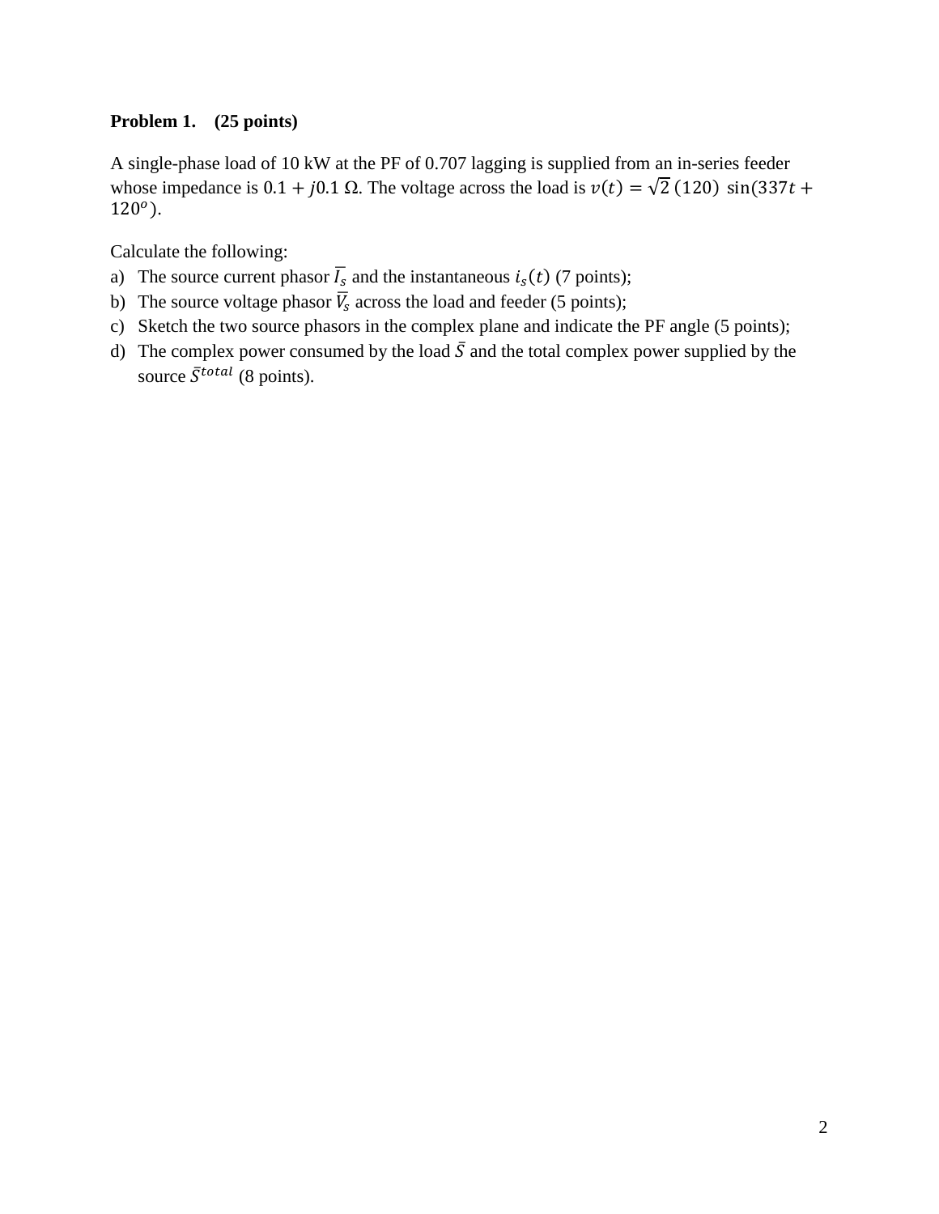**Problem 1. (25 points)**

A single-phase load of 10 kW at the PF of 0.707 lagging is supplied from an in-series feeder whose impedance is $0.1 + j0.1\ \Omega$. The voltage across the load is $v(t) = \sqrt{2}\,(120)\ \sin(337t + 120^o)$.

Calculate the following:

a) The source current phasor $\overline{I_s}$ and the instantaneous $i_s(t)$ (7 points);
b) The source voltage phasor $\overline{V_s}$ across the load and feeder (5 points);
c) Sketch the two source phasors in the complex plane and indicate the PF angle (5 points);
d) The complex power consumed by the load $\bar{S}$ and the total complex power supplied by the source $\bar{S}^{total}$ (8 points).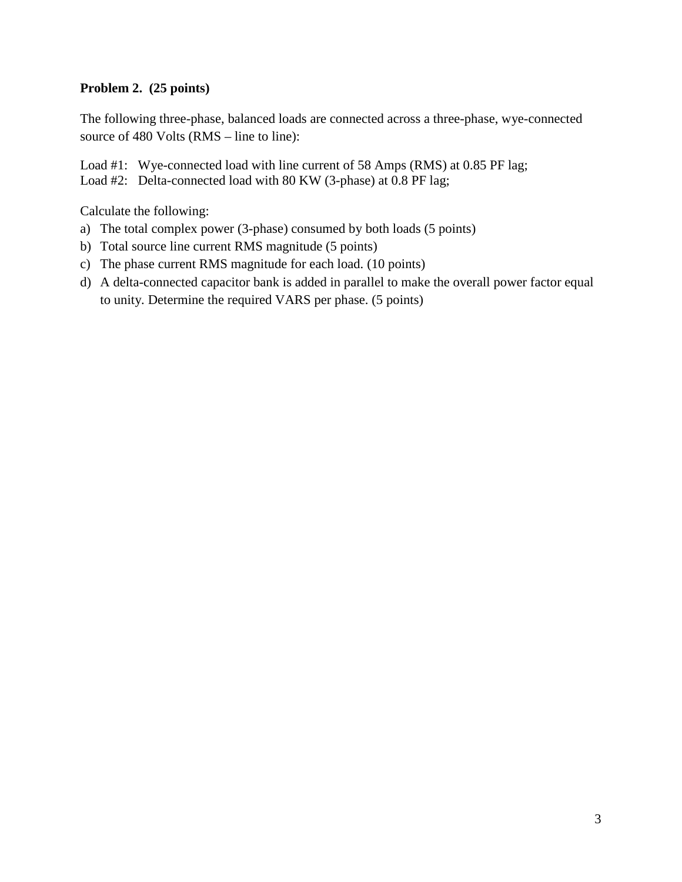**Problem 2. (25 points)**

The following three-phase, balanced loads are connected across a three-phase, wye-connected source of 480 Volts (RMS – line to line):

Load #1: Wye-connected load with line current of 58 Amps (RMS) at 0.85 PF lag;
Load #2: Delta-connected load with 80 KW (3-phase) at 0.8 PF lag;

Calculate the following:

a) The total complex power (3-phase) consumed by both loads (5 points)
b) Total source line current RMS magnitude (5 points)
c) The phase current RMS magnitude for each load. (10 points)
d) A delta-connected capacitor bank is added in parallel to make the overall power factor equal to unity. Determine the required VARS per phase. (5 points)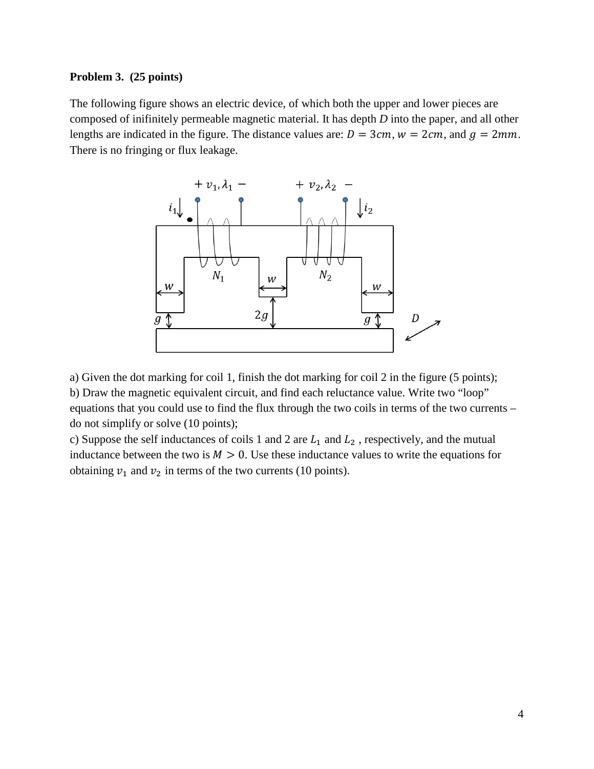**Problem 3. (25 points)**

The following figure shows an electric device, of which both the upper and lower pieces are composed of inifinitely permeable magnetic material. It has depth $D$ into the paper, and all other lengths are indicated in the figure. The distance values are: $D = 3cm$, $w = 2cm$, and $g = 2mm$. There is no fringing or flux leakage.

a) Given the dot marking for coil 1, finish the dot marking for coil 2 in the figure (5 points);

b) Draw the magnetic equivalent circuit, and find each reluctance value. Write two "loop" equations that you could use to find the flux through the two coils in terms of the two currents – do not simplify or solve (10 points);

c) Suppose the self inductances of coils 1 and 2 are $L_1$ and $L_2$ , respectively, and the mutual inductance between the two is $M > 0$. Use these inductance values to write the equations for obtaining $v_1$ and $v_2$ in terms of the two currents (10 points).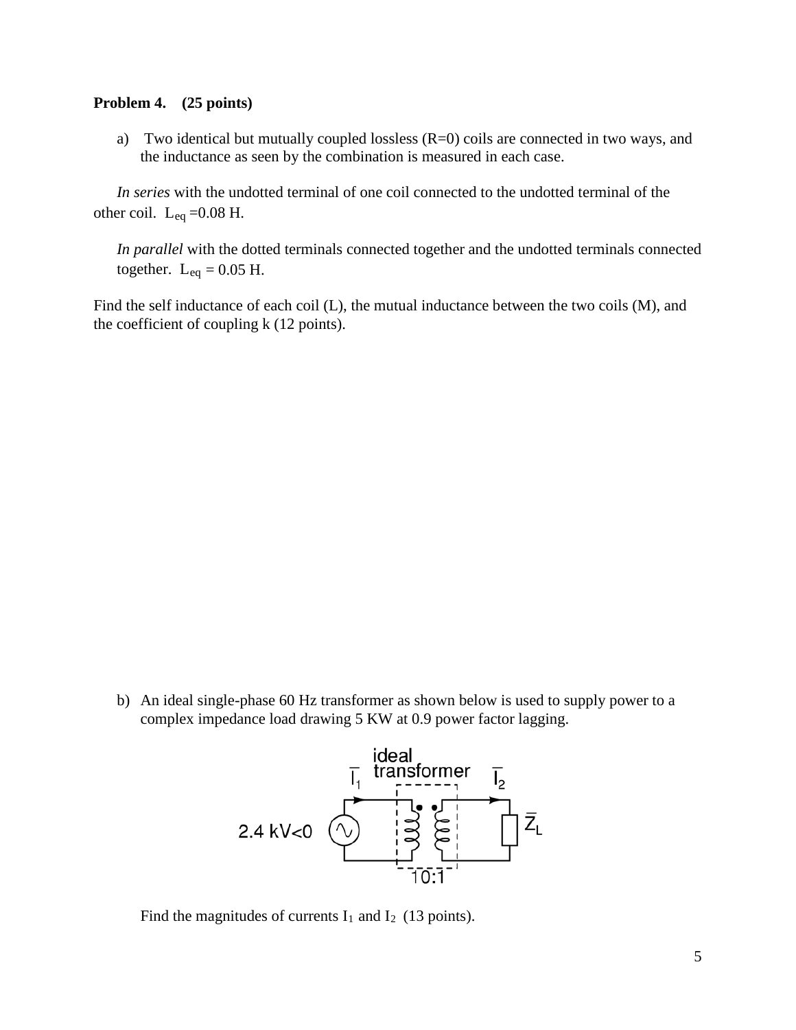**Problem 4. (25 points)**

a) Two identical but mutually coupled lossless (R=0) coils are connected in two ways, and the inductance as seen by the combination is measured in each case.

*In series* with the undotted terminal of one coil connected to the undotted terminal of the other coil. $L_{eq}$ =0.08 H.

*In parallel* with the dotted terminals connected together and the undotted terminals connected together. $L_{eq}$ = 0.05 H.

Find the self inductance of each coil (L), the mutual inductance between the two coils (M), and the coefficient of coupling k (12 points).

b) An ideal single-phase 60 Hz transformer as shown below is used to supply power to a complex impedance load drawing 5 KW at 0.9 power factor lagging.

ideal transformer

$\overline{I}_1$

$\overline{I}_2$

2.4 kV<0

$\overline{Z}_L$

10:1

Find the magnitudes of currents $I_1$ and $I_2$ (13 points).